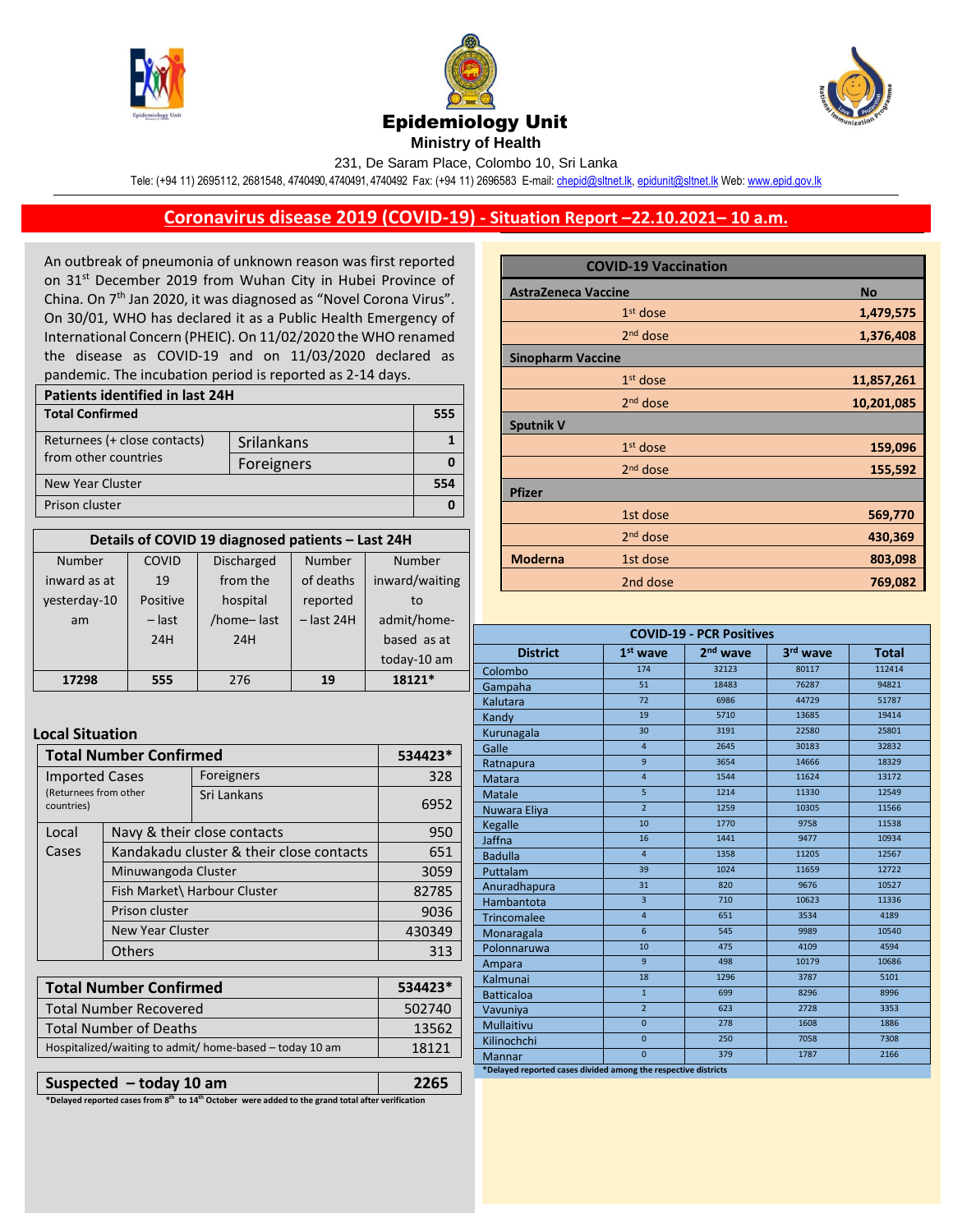# Epidemiology Unit

**Ministry of Health**

231, De Saram Place, Colombo 10, Sri Lanka

Tele: (+94 11) 2695112, 2681548, 4740490, 4740491, 4740492 Fax: (+94 11) 2696583 E-mail: chepid@sltnet.lk, epidunit@sltnet.lk Web: www.epid.gov.lk

## Coronavirus disease 2019 (COVID-19) - Situation Report –22.10.2021– 10 a.m.

An outbreak of pneumonia of unknown reason was first reported on 31st December 2019 from Wuhan City in Hubei Province of China. On 7th Jan 2020, it was diagnosed as "Novel Corona Virus". On 30/01, WHO has declared it as a Public Health Emergency of International Concern (PHEIC). On 11/02/2020 the WHO renamed the disease as COVID-19 and on 11/03/2020 declared as pandemic. The incubation period is reported as 2-14 days.

| Patients identified in last 24H | | |
|---|---|---|
| **Total Confirmed** | | **555** |
| Returnees (+ close contacts) from other countries | Srilankans | 1 |
| | Foreigners | 0 |
| New Year Cluster | | 554 |
| Prison cluster | | 0 |

| Details of COVID 19 diagnosed patients – Last 24H | | | | |
|---|---|---|---|---|
| Number inward as at yesterday-10 am | COVID 19 Positive – last 24H | Discharged from the hospital /home– last 24H | Number of deaths reported – last 24H | Number inward/waiting to admit/home-based as at today-10 am |
| **17298** | **555** | 276 | **19** | **18121*** |

### Local Situation

| Total Number Confirmed | | | 534423* |
|---|---|---|---|
| Imported Cases (Returnees from other countries) | | Foreigners | 328 |
| | | Sri Lankans | 6952 |
| Local Cases | Navy & their close contacts | | 950 |
| | Kandakadu cluster & their close contacts | | 651 |
| | Minuwangoda Cluster | | 3059 |
| | Fish Market\ Harbour Cluster | | 82785 |
| | Prison cluster | | 9036 |
| | New Year Cluster | | 430349 |
| | Others | | 313 |

| Total Number Confirmed | 534423* |
|---|---|
| Total Number Recovered | 502740 |
| Total Number of Deaths | 13562 |
| Hospitalized/waiting to admit/ home-based – today 10 am | 18121 |

| Suspected – today 10 am | 2265 |
|---|---|

*Delayed reported cases from 8th to 14th October were added to the grand total after verification

| COVID-19 Vaccination | | |
|---|---|---|
| **AstraZeneca Vaccine** | | **No** |
| | 1st dose | **1,479,575** |
| | 2nd dose | **1,376,408** |
| **Sinopharm Vaccine** | | |
| | 1st dose | **11,857,261** |
| | 2nd dose | **10,201,085** |
| **Sputnik V** | | |
| | 1st dose | **159,096** |
| | 2nd dose | **155,592** |
| **Pfizer** | | |
| | 1st dose | **569,770** |
| | 2nd dose | **430,369** |
| **Moderna** | 1st dose | **803,098** |
| | 2nd dose | **769,082** |

| COVID-19 - PCR Positives | | | | |
|---|---|---|---|---|
| **District** | **1st wave** | **2nd wave** | **3rd wave** | **Total** |
| Colombo | 174 | 32123 | 80117 | 112414 |
| Gampaha | 51 | 18483 | 76287 | 94821 |
| Kalutara | 72 | 6986 | 44729 | 51787 |
| Kandy | 19 | 5710 | 13685 | 19414 |
| Kurunagala | 30 | 3191 | 22580 | 25801 |
| Galle | 4 | 2645 | 30183 | 32832 |
| Ratnapura | 9 | 3654 | 14666 | 18329 |
| Matara | 4 | 1544 | 11624 | 13172 |
| Matale | 5 | 1214 | 11330 | 12549 |
| Nuwara Eliya | 2 | 1259 | 10305 | 11566 |
| Kegalle | 10 | 1770 | 9758 | 11538 |
| Jaffna | 16 | 1441 | 9477 | 10934 |
| Badulla | 4 | 1358 | 11205 | 12567 |
| Puttalam | 39 | 1024 | 11659 | 12722 |
| Anuradhapura | 31 | 820 | 9676 | 10527 |
| Hambantota | 3 | 710 | 10623 | 11336 |
| Trincomalee | 4 | 651 | 3534 | 4189 |
| Monaragala | 6 | 545 | 9989 | 10540 |
| Polonnaruwa | 10 | 475 | 4109 | 4594 |
| Ampara | 9 | 498 | 10179 | 10686 |
| Kalmunai | 18 | 1296 | 3787 | 5101 |
| Batticaloa | 1 | 699 | 8296 | 8996 |
| Vavuniya | 2 | 623 | 2728 | 3353 |
| Mullaitivu | 0 | 278 | 1608 | 1886 |
| Kilinochchi | 0 | 250 | 7058 | 7308 |
| Mannar | 0 | 379 | 1787 | 2166 |

*Delayed reported cases divided among the respective districts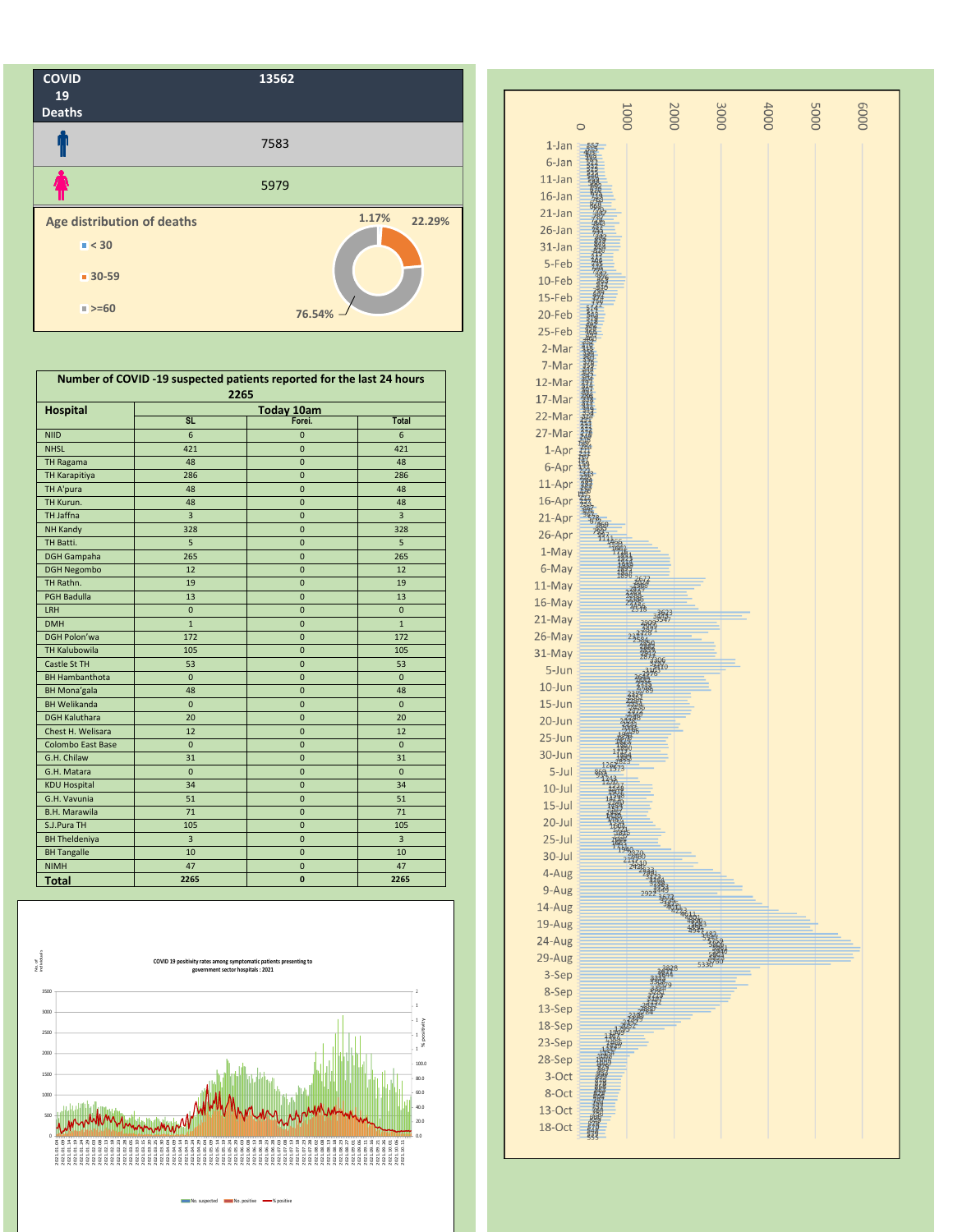| COVID 19 Deaths | 13562 |
|---|---|
| (male) | 7583 |
| (female) | 5979 |

Age distribution of deaths

< 30

30-59

>=60

1.17%

22.29%

76.54%

| Number of COVID -19 suspected patients reported for the last 24 hours 2265 | | | |
|---|---|---|---|
| Hospital | Today 10am | | |
| | SL | Forei. | Total |
| NIID | 6 | 0 | 6 |
| NHSL | 421 | 0 | 421 |
| TH Ragama | 48 | 0 | 48 |
| TH Karapitiya | 286 | 0 | 286 |
| TH A'pura | 48 | 0 | 48 |
| TH Kurun. | 48 | 0 | 48 |
| TH Jaffna | 3 | 0 | 3 |
| NH Kandy | 328 | 0 | 328 |
| TH Batti. | 5 | 0 | 5 |
| DGH Gampaha | 265 | 0 | 265 |
| DGH Negombo | 12 | 0 | 12 |
| TH Rathn. | 19 | 0 | 19 |
| PGH Badulla | 13 | 0 | 13 |
| LRH | 0 | 0 | 0 |
| DMH | 1 | 0 | 1 |
| DGH Polon'wa | 172 | 0 | 172 |
| TH Kalubowila | 105 | 0 | 105 |
| Castle St TH | 53 | 0 | 53 |
| BH Hambanthota | 0 | 0 | 0 |
| BH Mona'gala | 48 | 0 | 48 |
| BH Welikanda | 0 | 0 | 0 |
| DGH Kaluthara | 20 | 0 | 20 |
| Chest H. Welisara | 12 | 0 | 12 |
| Colombo East Base | 0 | 0 | 0 |
| G.H. Chilaw | 31 | 0 | 31 |
| G.H. Matara | 0 | 0 | 0 |
| KDU Hospital | 34 | 0 | 34 |
| G.H. Vavunia | 51 | 0 | 51 |
| B.H. Marawila | 71 | 0 | 71 |
| S.J.Pura TH | 105 | 0 | 105 |
| BH Theldeniya | 3 | 0 | 3 |
| BH Tangalle | 10 | 0 | 10 |
| NIMH | 47 | 0 | 47 |
| **Total** | **2265** | **0** | **2265** |

COVID 19 positivity rates among symptomatic patients presenting to government sector hospitals : 2021

No. suspected   No. positive   % positive

0
1000
2000
3000
4000
5000
6000

1-Jan
6-Jan
11-Jan
16-Jan
21-Jan
26-Jan
31-Jan
5-Feb
10-Feb
15-Feb
20-Feb
25-Feb
2-Mar
7-Mar
12-Mar
17-Mar
22-Mar
27-Mar
1-Apr
6-Apr
11-Apr
16-Apr
21-Apr
26-Apr
1-May
6-May
11-May
16-May
21-May
26-May
31-May
5-Jun
10-Jun
15-Jun
20-Jun
25-Jun
30-Jun
5-Jul
10-Jul
15-Jul
20-Jul
25-Jul
30-Jul
4-Aug
9-Aug
14-Aug
19-Aug
24-Aug
29-Aug
3-Sep
8-Sep
13-Sep
18-Sep
23-Sep
28-Sep
3-Oct
8-Oct
13-Oct
18-Oct